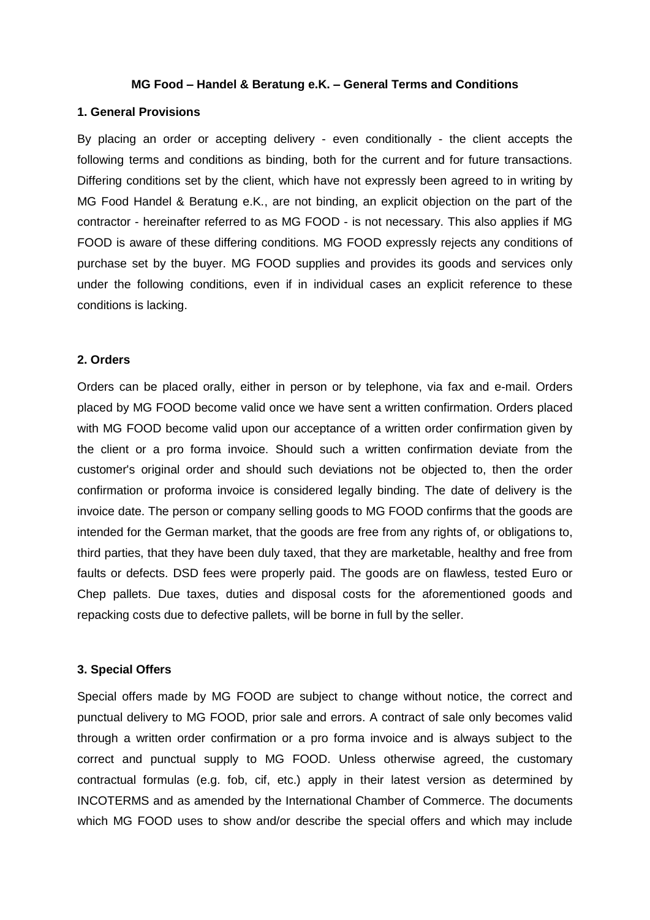**MG Food – Handel & Beratung e.K. – General Terms and Conditions**

## 1. General Provisions

By placing an order or accepting delivery - even conditionally - the client accepts the following terms and conditions as binding, both for the current and for future transactions. Differing conditions set by the client, which have not expressly been agreed to in writing by MG Food Handel & Beratung e.K., are not binding, an explicit objection on the part of the contractor - hereinafter referred to as MG FOOD - is not necessary. This also applies if MG FOOD is aware of these differing conditions. MG FOOD expressly rejects any conditions of purchase set by the buyer. MG FOOD supplies and provides its goods and services only under the following conditions, even if in individual cases an explicit reference to these conditions is lacking.

## 2. Orders

Orders can be placed orally, either in person or by telephone, via fax and e-mail. Orders placed by MG FOOD become valid once we have sent a written confirmation. Orders placed with MG FOOD become valid upon our acceptance of a written order confirmation given by the client or a pro forma invoice. Should such a written confirmation deviate from the customer's original order and should such deviations not be objected to, then the order confirmation or proforma invoice is considered legally binding. The date of delivery is the invoice date. The person or company selling goods to MG FOOD confirms that the goods are intended for the German market, that the goods are free from any rights of, or obligations to, third parties, that they have been duly taxed, that they are marketable, healthy and free from faults or defects. DSD fees were properly paid. The goods are on flawless, tested Euro or Chep pallets. Due taxes, duties and disposal costs for the aforementioned goods and repacking costs due to defective pallets, will be borne in full by the seller.

## 3. Special Offers

Special offers made by MG FOOD are subject to change without notice, the correct and punctual delivery to MG FOOD, prior sale and errors. A contract of sale only becomes valid through a written order confirmation or a pro forma invoice and is always subject to the correct and punctual supply to MG FOOD. Unless otherwise agreed, the customary contractual formulas (e.g. fob, cif, etc.) apply in their latest version as determined by INCOTERMS and as amended by the International Chamber of Commerce. The documents which MG FOOD uses to show and/or describe the special offers and which may include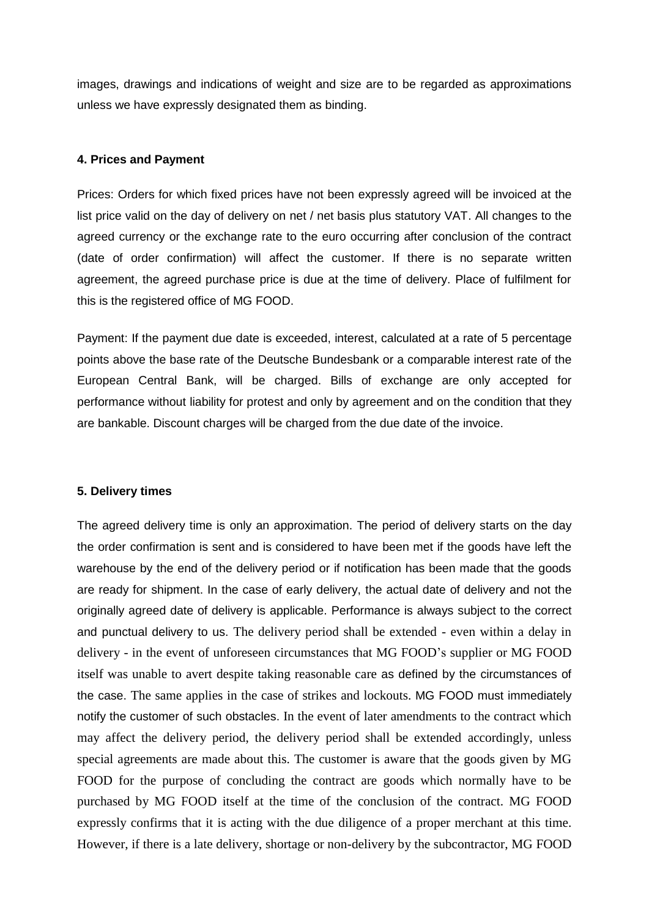images, drawings and indications of weight and size are to be regarded as approximations unless we have expressly designated them as binding.

#### 4. Prices and Payment

Prices: Orders for which fixed prices have not been expressly agreed will be invoiced at the list price valid on the day of delivery on net / net basis plus statutory VAT. All changes to the agreed currency or the exchange rate to the euro occurring after conclusion of the contract (date of order confirmation) will affect the customer. If there is no separate written agreement, the agreed purchase price is due at the time of delivery. Place of fulfilment for this is the registered office of MG FOOD.

Payment: If the payment due date is exceeded, interest, calculated at a rate of 5 percentage points above the base rate of the Deutsche Bundesbank or a comparable interest rate of the European Central Bank, will be charged. Bills of exchange are only accepted for performance without liability for protest and only by agreement and on the condition that they are bankable. Discount charges will be charged from the due date of the invoice.

#### 5. Delivery times

The agreed delivery time is only an approximation. The period of delivery starts on the day the order confirmation is sent and is considered to have been met if the goods have left the warehouse by the end of the delivery period or if notification has been made that the goods are ready for shipment. In the case of early delivery, the actual date of delivery and not the originally agreed date of delivery is applicable. Performance is always subject to the correct and punctual delivery to us. The delivery period shall be extended - even within a delay in delivery - in the event of unforeseen circumstances that MG FOOD's supplier or MG FOOD itself was unable to avert despite taking reasonable care as defined by the circumstances of the case. The same applies in the case of strikes and lockouts. MG FOOD must immediately notify the customer of such obstacles. In the event of later amendments to the contract which may affect the delivery period, the delivery period shall be extended accordingly, unless special agreements are made about this. The customer is aware that the goods given by MG FOOD for the purpose of concluding the contract are goods which normally have to be purchased by MG FOOD itself at the time of the conclusion of the contract. MG FOOD expressly confirms that it is acting with the due diligence of a proper merchant at this time. However, if there is a late delivery, shortage or non-delivery by the subcontractor, MG FOOD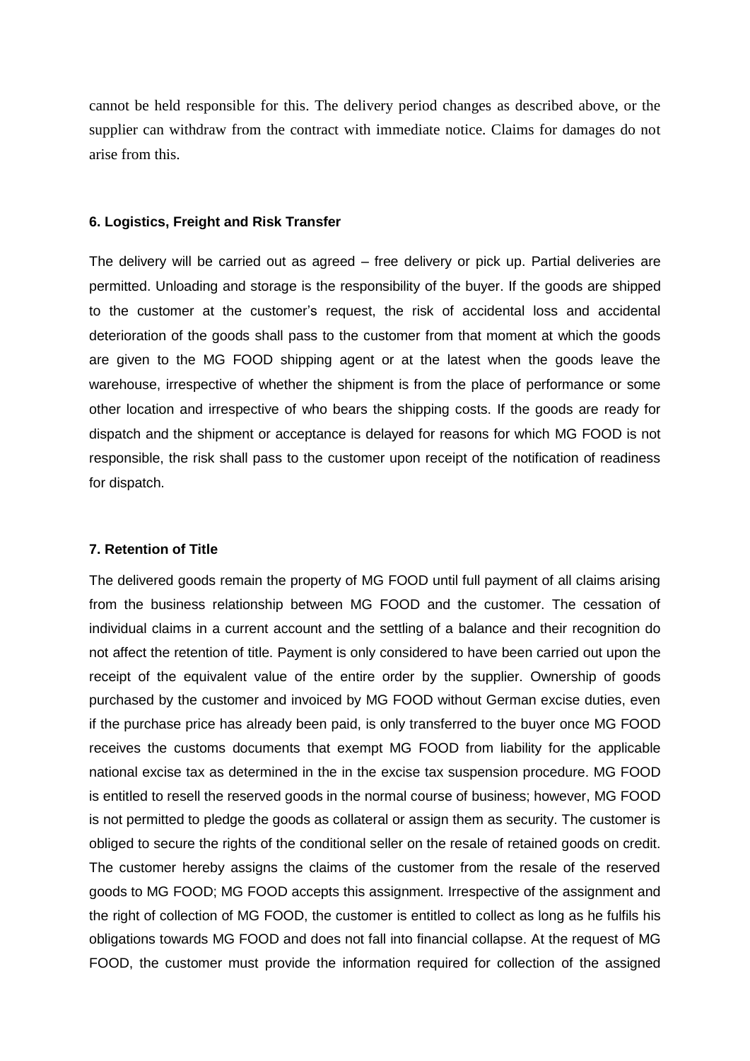cannot be held responsible for this. The delivery period changes as described above, or the supplier can withdraw from the contract with immediate notice. Claims for damages do not arise from this.

### 6. Logistics, Freight and Risk Transfer

The delivery will be carried out as agreed – free delivery or pick up. Partial deliveries are permitted. Unloading and storage is the responsibility of the buyer. If the goods are shipped to the customer at the customer's request, the risk of accidental loss and accidental deterioration of the goods shall pass to the customer from that moment at which the goods are given to the MG FOOD shipping agent or at the latest when the goods leave the warehouse, irrespective of whether the shipment is from the place of performance or some other location and irrespective of who bears the shipping costs. If the goods are ready for dispatch and the shipment or acceptance is delayed for reasons for which MG FOOD is not responsible, the risk shall pass to the customer upon receipt of the notification of readiness for dispatch.

### 7. Retention of Title

The delivered goods remain the property of MG FOOD until full payment of all claims arising from the business relationship between MG FOOD and the customer. The cessation of individual claims in a current account and the settling of a balance and their recognition do not affect the retention of title. Payment is only considered to have been carried out upon the receipt of the equivalent value of the entire order by the supplier. Ownership of goods purchased by the customer and invoiced by MG FOOD without German excise duties, even if the purchase price has already been paid, is only transferred to the buyer once MG FOOD receives the customs documents that exempt MG FOOD from liability for the applicable national excise tax as determined in the in the excise tax suspension procedure. MG FOOD is entitled to resell the reserved goods in the normal course of business; however, MG FOOD is not permitted to pledge the goods as collateral or assign them as security. The customer is obliged to secure the rights of the conditional seller on the resale of retained goods on credit. The customer hereby assigns the claims of the customer from the resale of the reserved goods to MG FOOD; MG FOOD accepts this assignment. Irrespective of the assignment and the right of collection of MG FOOD, the customer is entitled to collect as long as he fulfils his obligations towards MG FOOD and does not fall into financial collapse. At the request of MG FOOD, the customer must provide the information required for collection of the assigned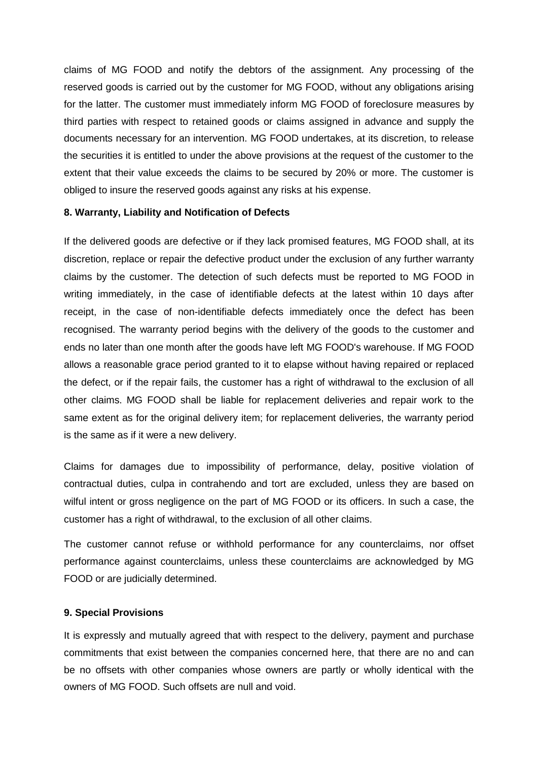claims of MG FOOD and notify the debtors of the assignment. Any processing of the reserved goods is carried out by the customer for MG FOOD, without any obligations arising for the latter. The customer must immediately inform MG FOOD of foreclosure measures by third parties with respect to retained goods or claims assigned in advance and supply the documents necessary for an intervention. MG FOOD undertakes, at its discretion, to release the securities it is entitled to under the above provisions at the request of the customer to the extent that their value exceeds the claims to be secured by 20% or more. The customer is obliged to insure the reserved goods against any risks at his expense.

**8. Warranty, Liability and Notification of Defects**

If the delivered goods are defective or if they lack promised features, MG FOOD shall, at its discretion, replace or repair the defective product under the exclusion of any further warranty claims by the customer. The detection of such defects must be reported to MG FOOD in writing immediately, in the case of identifiable defects at the latest within 10 days after receipt, in the case of non-identifiable defects immediately once the defect has been recognised. The warranty period begins with the delivery of the goods to the customer and ends no later than one month after the goods have left MG FOOD's warehouse. If MG FOOD allows a reasonable grace period granted to it to elapse without having repaired or replaced the defect, or if the repair fails, the customer has a right of withdrawal to the exclusion of all other claims. MG FOOD shall be liable for replacement deliveries and repair work to the same extent as for the original delivery item; for replacement deliveries, the warranty period is the same as if it were a new delivery.

Claims for damages due to impossibility of performance, delay, positive violation of contractual duties, culpa in contrahendo and tort are excluded, unless they are based on wilful intent or gross negligence on the part of MG FOOD or its officers. In such a case, the customer has a right of withdrawal, to the exclusion of all other claims.

The customer cannot refuse or withhold performance for any counterclaims, nor offset performance against counterclaims, unless these counterclaims are acknowledged by MG FOOD or are judicially determined.

**9. Special Provisions**

It is expressly and mutually agreed that with respect to the delivery, payment and purchase commitments that exist between the companies concerned here, that there are no and can be no offsets with other companies whose owners are partly or wholly identical with the owners of MG FOOD. Such offsets are null and void.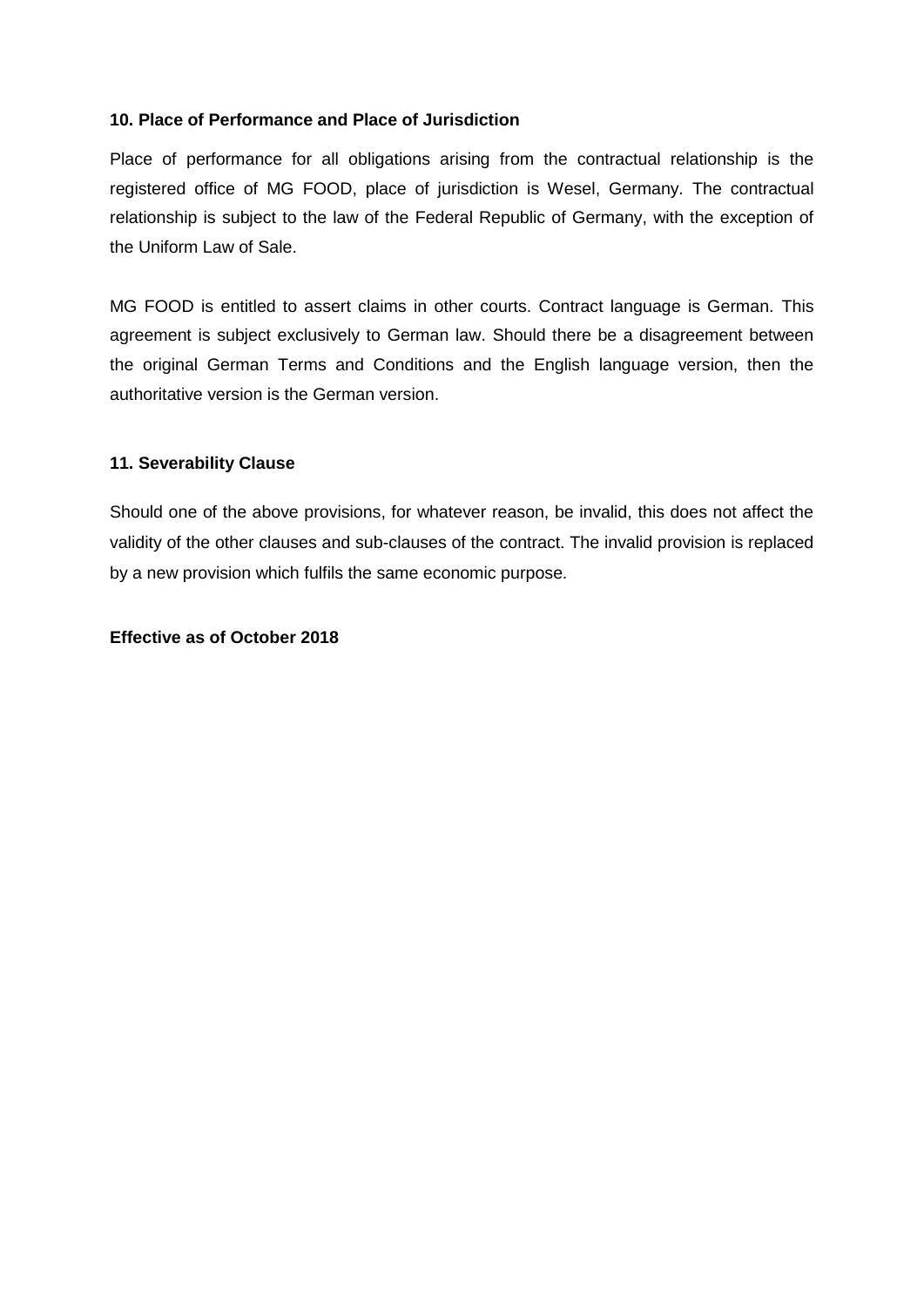### 10. Place of Performance and Place of Jurisdiction

Place of performance for all obligations arising from the contractual relationship is the registered office of MG FOOD, place of jurisdiction is Wesel, Germany. The contractual relationship is subject to the law of the Federal Republic of Germany, with the exception of the Uniform Law of Sale.

MG FOOD is entitled to assert claims in other courts. Contract language is German. This agreement is subject exclusively to German law. Should there be a disagreement between the original German Terms and Conditions and the English language version, then the authoritative version is the German version.

### 11. Severability Clause

Should one of the above provisions, for whatever reason, be invalid, this does not affect the validity of the other clauses and sub-clauses of the contract. The invalid provision is replaced by a new provision which fulfils the same economic purpose.

**Effective as of October 2018**